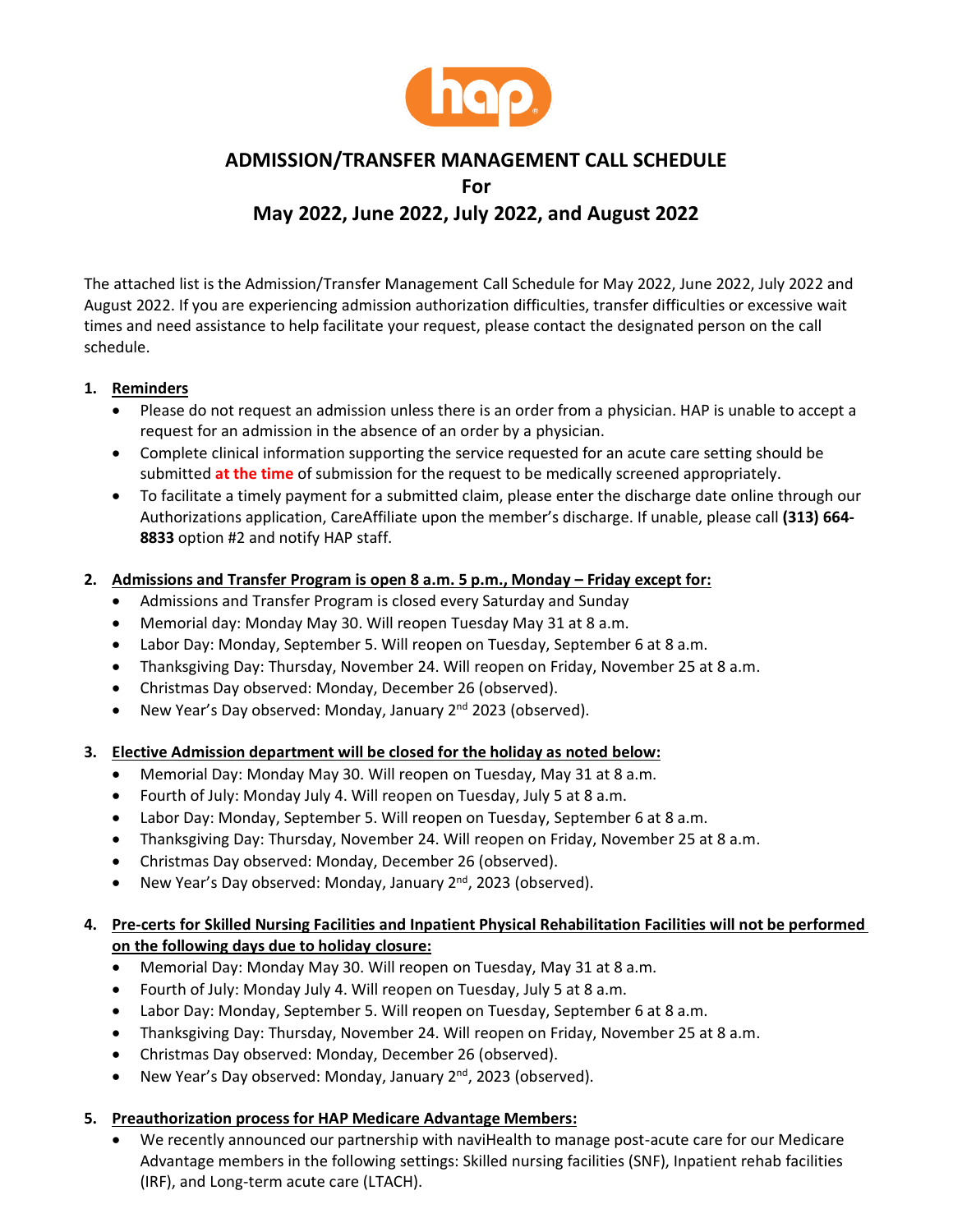# ADMISSION/TRANSFER MANAGEMENT CALL SCHEDULE

## For

## May 2022, June 2022, July 2022, and August 2022

The attached list is the Admission/Transfer Management Call Schedule for May 2022, June 2022, July 2022 and August 2022. If you are experiencing admission authorization difficulties, transfer difficulties or excessive wait times and need assistance to help facilitate your request, please contact the designated person on the call schedule.

1. **Reminders**
   - Please do not request an admission unless there is an order from a physician. HAP is unable to accept a request for an admission in the absence of an order by a physician.
   - Complete clinical information supporting the service requested for an acute care setting should be submitted **at the time** of submission for the request to be medically screened appropriately.
   - To facilitate a timely payment for a submitted claim, please enter the discharge date online through our Authorizations application, CareAffiliate upon the member's discharge. If unable, please call **(313) 664-8833** option #2 and notify HAP staff.

2. **Admissions and Transfer Program is open 8 a.m. 5 p.m., Monday – Friday except for:**
   - Admissions and Transfer Program is closed every Saturday and Sunday
   - Memorial day: Monday May 30. Will reopen Tuesday May 31 at 8 a.m.
   - Labor Day: Monday, September 5. Will reopen on Tuesday, September 6 at 8 a.m.
   - Thanksgiving Day: Thursday, November 24. Will reopen on Friday, November 25 at 8 a.m.
   - Christmas Day observed: Monday, December 26 (observed).
   - New Year's Day observed: Monday, January 2nd 2023 (observed).

3. **Elective Admission department will be closed for the holiday as noted below:**
   - Memorial Day: Monday May 30. Will reopen on Tuesday, May 31 at 8 a.m.
   - Fourth of July: Monday July 4. Will reopen on Tuesday, July 5 at 8 a.m.
   - Labor Day: Monday, September 5. Will reopen on Tuesday, September 6 at 8 a.m.
   - Thanksgiving Day: Thursday, November 24. Will reopen on Friday, November 25 at 8 a.m.
   - Christmas Day observed: Monday, December 26 (observed).
   - New Year's Day observed: Monday, January 2nd, 2023 (observed).

4. **Pre-certs for Skilled Nursing Facilities and Inpatient Physical Rehabilitation Facilities will not be performed on the following days due to holiday closure:**
   - Memorial Day: Monday May 30. Will reopen on Tuesday, May 31 at 8 a.m.
   - Fourth of July: Monday July 4. Will reopen on Tuesday, July 5 at 8 a.m.
   - Labor Day: Monday, September 5. Will reopen on Tuesday, September 6 at 8 a.m.
   - Thanksgiving Day: Thursday, November 24. Will reopen on Friday, November 25 at 8 a.m.
   - Christmas Day observed: Monday, December 26 (observed).
   - New Year's Day observed: Monday, January 2nd, 2023 (observed).

5. **Preauthorization process for HAP Medicare Advantage Members:**
   - We recently announced our partnership with naviHealth to manage post-acute care for our Medicare Advantage members in the following settings: Skilled nursing facilities (SNF), Inpatient rehab facilities (IRF), and Long-term acute care (LTACH).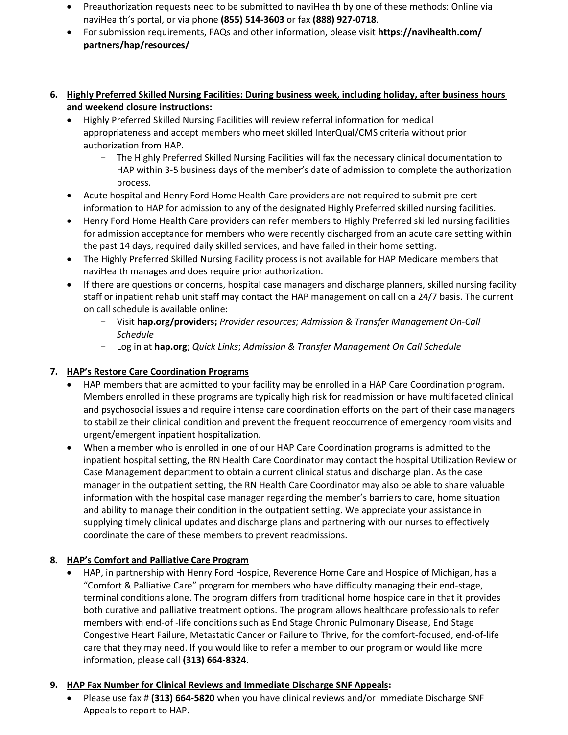- Preauthorization requests need to be submitted to naviHealth by one of these methods: Online via naviHealth's portal, or via phone **(855) 514-3603** or fax **(888) 927-0718**.
- For submission requirements, FAQs and other information, please visit **https://navihealth.com/partners/hap/resources/**

6. **Highly Preferred Skilled Nursing Facilities: During business week, including holiday, after business hours and weekend closure instructions:**
   - Highly Preferred Skilled Nursing Facilities will review referral information for medical appropriateness and accept members who meet skilled InterQual/CMS criteria without prior authorization from HAP.
     - The Highly Preferred Skilled Nursing Facilities will fax the necessary clinical documentation to HAP within 3-5 business days of the member's date of admission to complete the authorization process.
   - Acute hospital and Henry Ford Home Health Care providers are not required to submit pre-cert information to HAP for admission to any of the designated Highly Preferred skilled nursing facilities.
   - Henry Ford Home Health Care providers can refer members to Highly Preferred skilled nursing facilities for admission acceptance for members who were recently discharged from an acute care setting within the past 14 days, required daily skilled services, and have failed in their home setting.
   - The Highly Preferred Skilled Nursing Facility process is not available for HAP Medicare members that naviHealth manages and does require prior authorization.
   - If there are questions or concerns, hospital case managers and discharge planners, skilled nursing facility staff or inpatient rehab unit staff may contact the HAP management on call on a 24/7 basis. The current on call schedule is available online:
     - Visit **hap.org/providers;** *Provider resources; Admission & Transfer Management On-Call Schedule*
     - Log in at **hap.org**; *Quick Links*; *Admission & Transfer Management On Call Schedule*

7. **HAP's Restore Care Coordination Programs**
   - HAP members that are admitted to your facility may be enrolled in a HAP Care Coordination program. Members enrolled in these programs are typically high risk for readmission or have multifaceted clinical and psychosocial issues and require intense care coordination efforts on the part of their case managers to stabilize their clinical condition and prevent the frequent reoccurrence of emergency room visits and urgent/emergent inpatient hospitalization.
   - When a member who is enrolled in one of our HAP Care Coordination programs is admitted to the inpatient hospital setting, the RN Health Care Coordinator may contact the hospital Utilization Review or Case Management department to obtain a current clinical status and discharge plan. As the case manager in the outpatient setting, the RN Health Care Coordinator may also be able to share valuable information with the hospital case manager regarding the member's barriers to care, home situation and ability to manage their condition in the outpatient setting. We appreciate your assistance in supplying timely clinical updates and discharge plans and partnering with our nurses to effectively coordinate the care of these members to prevent readmissions.

8. **HAP's Comfort and Palliative Care Program**
   - HAP, in partnership with Henry Ford Hospice, Reverence Home Care and Hospice of Michigan, has a "Comfort & Palliative Care" program for members who have difficulty managing their end-stage, terminal conditions alone. The program differs from traditional home hospice care in that it provides both curative and palliative treatment options. The program allows healthcare professionals to refer members with end-of -life conditions such as End Stage Chronic Pulmonary Disease, End Stage Congestive Heart Failure, Metastatic Cancer or Failure to Thrive, for the comfort-focused, end-of-life care that they may need. If you would like to refer a member to our program or would like more information, please call **(313) 664-8324**.

9. **HAP Fax Number for Clinical Reviews and Immediate Discharge SNF Appeals:**
   - Please use fax # **(313) 664-5820** when you have clinical reviews and/or Immediate Discharge SNF Appeals to report to HAP.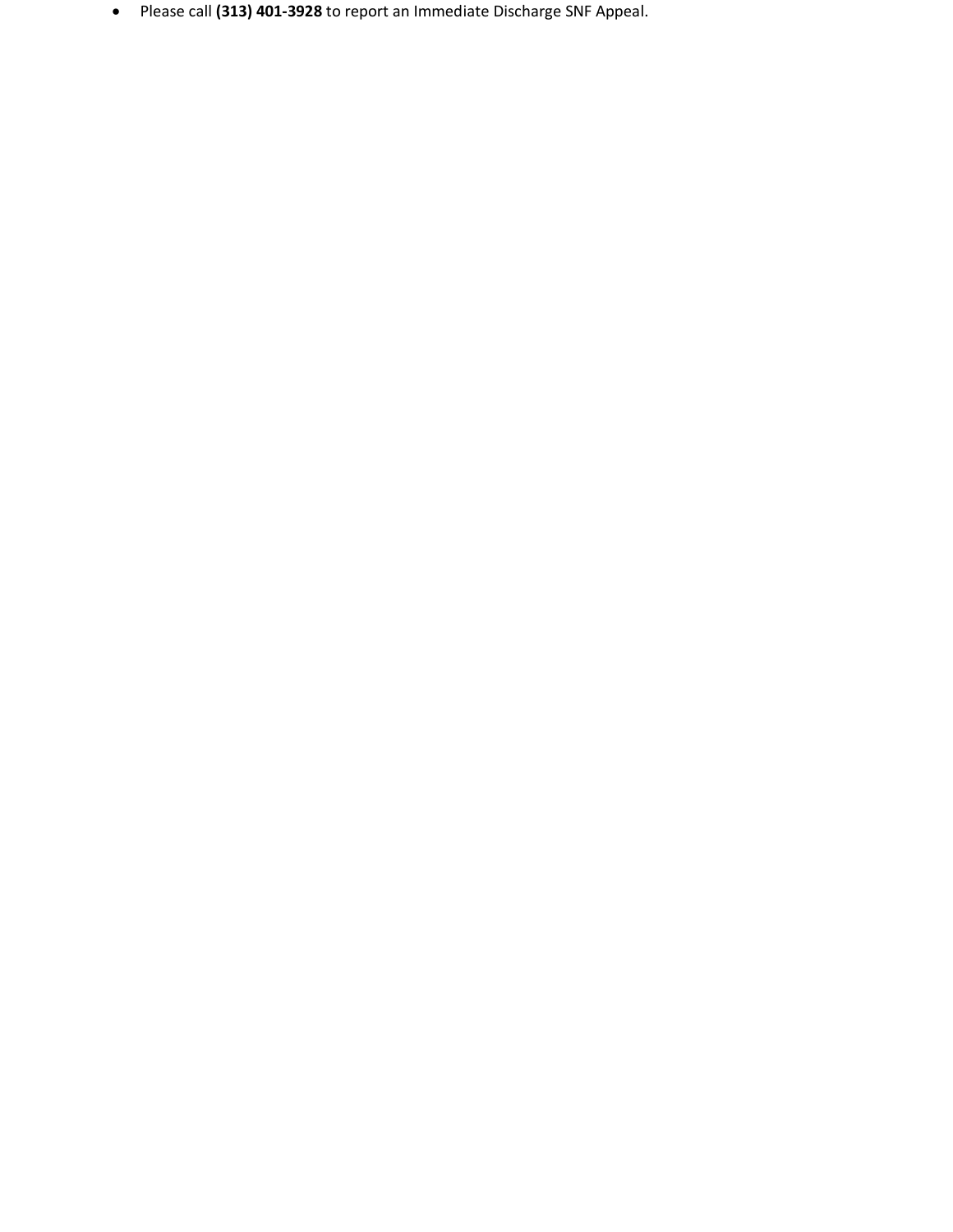- Please call **(313) 401-3928** to report an Immediate Discharge SNF Appeal.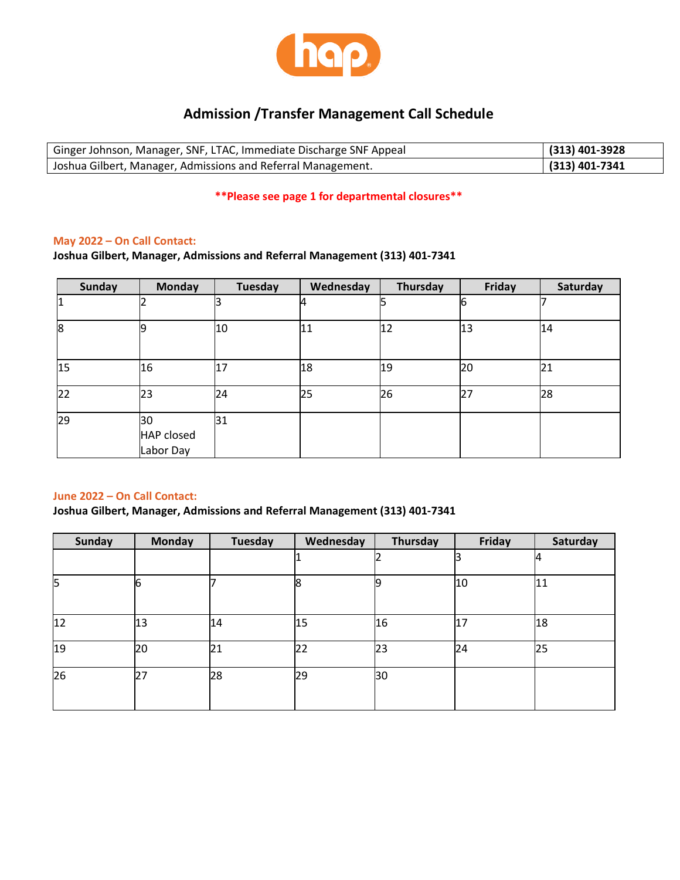# Admission /Transfer Management Call Schedule

| Ginger Johnson, Manager, SNF, LTAC, Immediate Discharge SNF Appeal | **(313) 401-3928** |
|---|---|
| Joshua Gilbert, Manager, Admissions and Referral Management. | **(313) 401-7341** |

**\*\*Please see page 1 for departmental closures\*\***

**May 2022 – On Call Contact:**

**Joshua Gilbert, Manager, Admissions and Referral Management (313) 401-7341**

| Sunday | Monday | Tuesday | Wednesday | Thursday | Friday | Saturday |
|---|---|---|---|---|---|---|
| 1 | 2 | 3 | 4 | 5 | 6 | 7 |
| 8 | 9 | 10 | 11 | 12 | 13 | 14 |
| 15 | 16 | 17 | 18 | 19 | 20 | 21 |
| 22 | 23 | 24 | 25 | 26 | 27 | 28 |
| 29 | 30 HAP closed Labor Day | 31 | | | | |

**June 2022 – On Call Contact:**

**Joshua Gilbert, Manager, Admissions and Referral Management (313) 401-7341**

| Sunday | Monday | Tuesday | Wednesday | Thursday | Friday | Saturday |
|---|---|---|---|---|---|---|
| | | | 1 | 2 | 3 | 4 |
| 5 | 6 | 7 | 8 | 9 | 10 | 11 |
| 12 | 13 | 14 | 15 | 16 | 17 | 18 |
| 19 | 20 | 21 | 22 | 23 | 24 | 25 |
| 26 | 27 | 28 | 29 | 30 | | |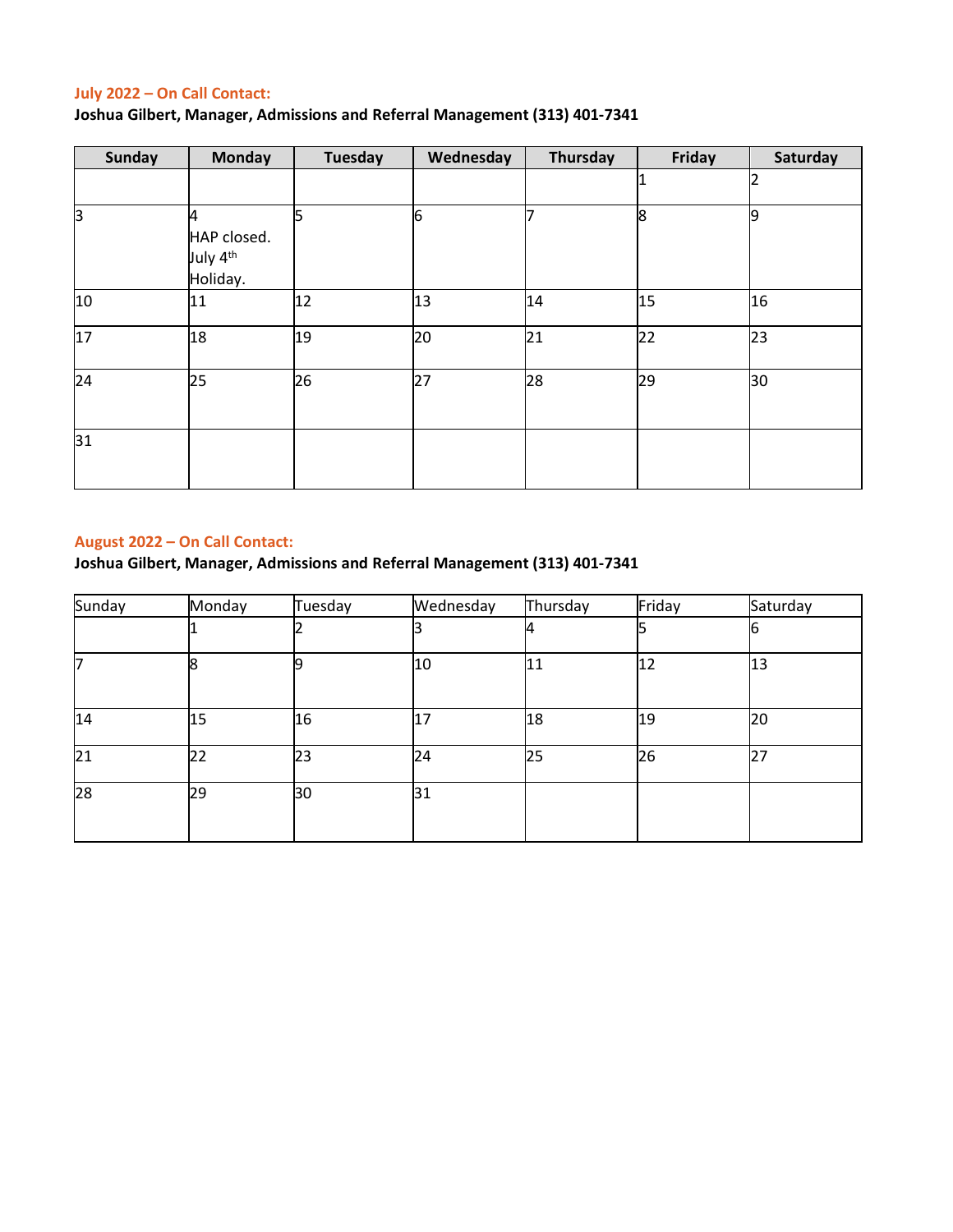**July 2022 – On Call Contact:**

**Joshua Gilbert, Manager, Admissions and Referral Management (313) 401-7341**

| Sunday | Monday | Tuesday | Wednesday | Thursday | Friday | Saturday |
|---|---|---|---|---|---|---|
| | | | | | 1 | 2 |
| 3 | 4 HAP closed. July 4th Holiday. | 5 | 6 | 7 | 8 | 9 |
| 10 | 11 | 12 | 13 | 14 | 15 | 16 |
| 17 | 18 | 19 | 20 | 21 | 22 | 23 |
| 24 | 25 | 26 | 27 | 28 | 29 | 30 |
| 31 | | | | | | |

**August 2022 – On Call Contact:**

**Joshua Gilbert, Manager, Admissions and Referral Management (313) 401-7341**

| Sunday | Monday | Tuesday | Wednesday | Thursday | Friday | Saturday |
|---|---|---|---|---|---|---|
| | 1 | 2 | 3 | 4 | 5 | 6 |
| 7 | 8 | 9 | 10 | 11 | 12 | 13 |
| 14 | 15 | 16 | 17 | 18 | 19 | 20 |
| 21 | 22 | 23 | 24 | 25 | 26 | 27 |
| 28 | 29 | 30 | 31 | | | |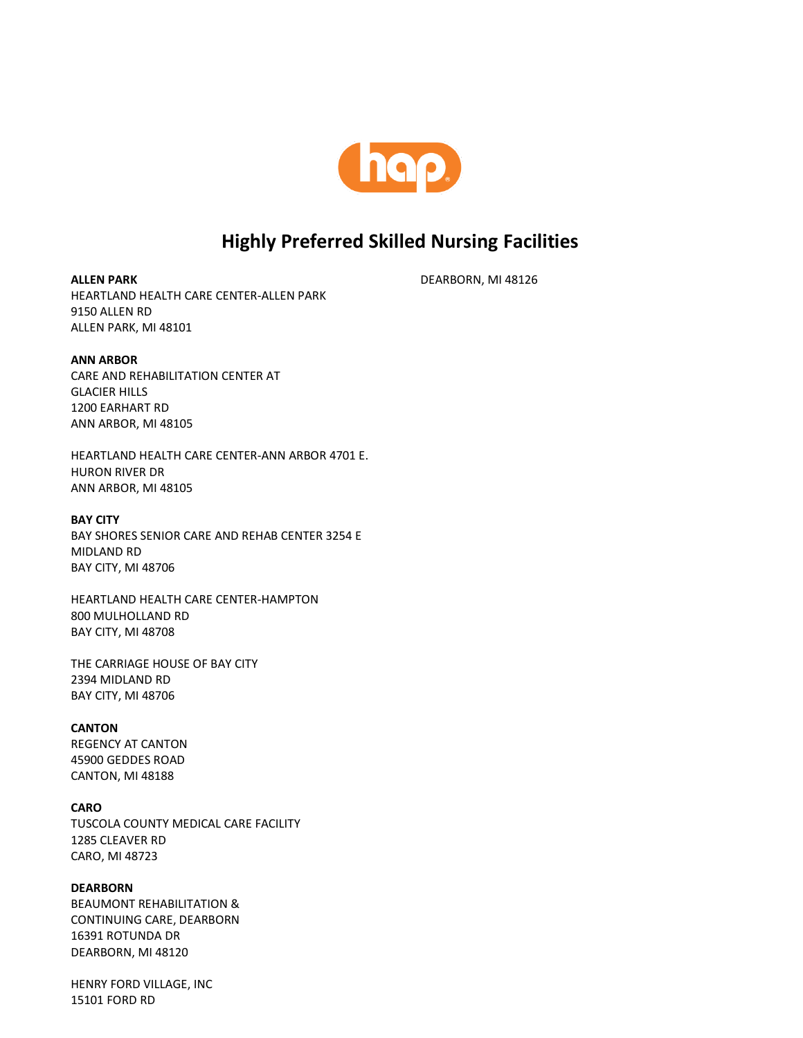# Highly Preferred Skilled Nursing Facilities

**ALLEN PARK**
HEARTLAND HEALTH CARE CENTER-ALLEN PARK
9150 ALLEN RD
ALLEN PARK, MI 48101

**ANN ARBOR**
CARE AND REHABILITATION CENTER AT GLACIER HILLS
1200 EARHART RD
ANN ARBOR, MI 48105

HEARTLAND HEALTH CARE CENTER-ANN ARBOR 4701 E. HURON RIVER DR
ANN ARBOR, MI 48105

**BAY CITY**
BAY SHORES SENIOR CARE AND REHAB CENTER 3254 E MIDLAND RD
BAY CITY, MI 48706

HEARTLAND HEALTH CARE CENTER-HAMPTON
800 MULHOLLAND RD
BAY CITY, MI 48708

THE CARRIAGE HOUSE OF BAY CITY
2394 MIDLAND RD
BAY CITY, MI 48706

**CANTON**
REGENCY AT CANTON
45900 GEDDES ROAD
CANTON, MI 48188

**CARO**
TUSCOLA COUNTY MEDICAL CARE FACILITY
1285 CLEAVER RD
CARO, MI 48723

**DEARBORN**
BEAUMONT REHABILITATION & CONTINUING CARE, DEARBORN
16391 ROTUNDA DR
DEARBORN, MI 48120

HENRY FORD VILLAGE, INC
15101 FORD RD
DEARBORN, MI 48126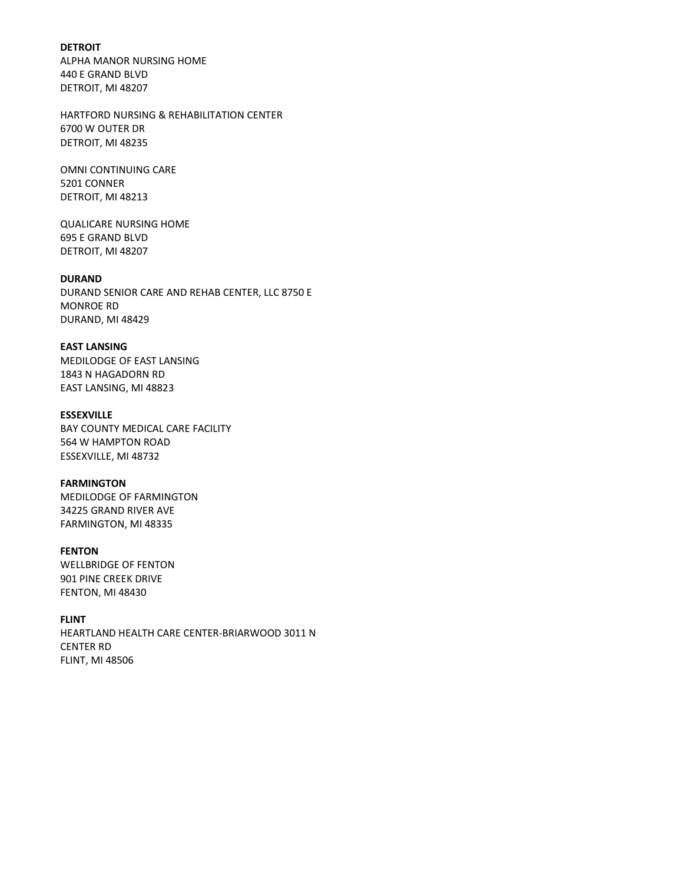**DETROIT**
ALPHA MANOR NURSING HOME
440 E GRAND BLVD
DETROIT, MI 48207

HARTFORD NURSING & REHABILITATION CENTER
6700 W OUTER DR
DETROIT, MI 48235

OMNI CONTINUING CARE
5201 CONNER
DETROIT, MI 48213

QUALICARE NURSING HOME
695 E GRAND BLVD
DETROIT, MI 48207

**DURAND**
DURAND SENIOR CARE AND REHAB CENTER, LLC 8750 E
MONROE RD
DURAND, MI 48429

**EAST LANSING**
MEDILODGE OF EAST LANSING
1843 N HAGADORN RD
EAST LANSING, MI 48823

**ESSEXVILLE**
BAY COUNTY MEDICAL CARE FACILITY
564 W HAMPTON ROAD
ESSEXVILLE, MI 48732

**FARMINGTON**
MEDILODGE OF FARMINGTON
34225 GRAND RIVER AVE
FARMINGTON, MI 48335

**FENTON**
WELLBRIDGE OF FENTON
901 PINE CREEK DRIVE
FENTON, MI 48430

**FLINT**
HEARTLAND HEALTH CARE CENTER-BRIARWOOD 3011 N
CENTER RD
FLINT, MI 48506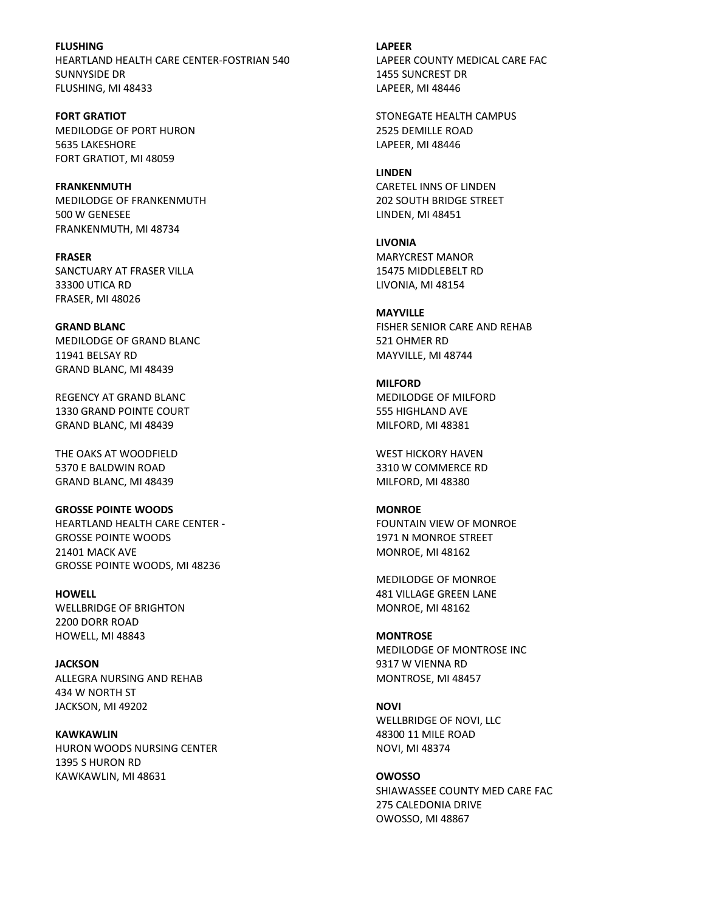**FLUSHING**
HEARTLAND HEALTH CARE CENTER-FOSTRIAN 540
SUNNYSIDE DR
FLUSHING, MI 48433

**FORT GRATIOT**
MEDILODGE OF PORT HURON
5635 LAKESHORE
FORT GRATIOT, MI 48059

**FRANKENMUTH**
MEDILODGE OF FRANKENMUTH
500 W GENESEE
FRANKENMUTH, MI 48734

**FRASER**
SANCTUARY AT FRASER VILLA
33300 UTICA RD
FRASER, MI 48026

**GRAND BLANC**
MEDILODGE OF GRAND BLANC
11941 BELSAY RD
GRAND BLANC, MI 48439

REGENCY AT GRAND BLANC
1330 GRAND POINTE COURT
GRAND BLANC, MI 48439

THE OAKS AT WOODFIELD
5370 E BALDWIN ROAD
GRAND BLANC, MI 48439

**GROSSE POINTE WOODS**
HEARTLAND HEALTH CARE CENTER -
GROSSE POINTE WOODS
21401 MACK AVE
GROSSE POINTE WOODS, MI 48236

**HOWELL**
WELLBRIDGE OF BRIGHTON
2200 DORR ROAD
HOWELL, MI 48843

**JACKSON**
ALLEGRA NURSING AND REHAB
434 W NORTH ST
JACKSON, MI 49202

**KAWKAWLIN**
HURON WOODS NURSING CENTER
1395 S HURON RD
KAWKAWLIN, MI 48631

**LAPEER**
LAPEER COUNTY MEDICAL CARE FAC
1455 SUNCREST DR
LAPEER, MI 48446

STONEGATE HEALTH CAMPUS
2525 DEMILLE ROAD
LAPEER, MI 48446

**LINDEN**
CARETEL INNS OF LINDEN
202 SOUTH BRIDGE STREET
LINDEN, MI 48451

**LIVONIA**
MARYCREST MANOR
15475 MIDDLEBELT RD
LIVONIA, MI 48154

**MAYVILLE**
FISHER SENIOR CARE AND REHAB
521 OHMER RD
MAYVILLE, MI 48744

**MILFORD**
MEDILODGE OF MILFORD
555 HIGHLAND AVE
MILFORD, MI 48381

WEST HICKORY HAVEN
3310 W COMMERCE RD
MILFORD, MI 48380

**MONROE**
FOUNTAIN VIEW OF MONROE
1971 N MONROE STREET
MONROE, MI 48162

MEDILODGE OF MONROE
481 VILLAGE GREEN LANE
MONROE, MI 48162

**MONTROSE**
MEDILODGE OF MONTROSE INC
9317 W VIENNA RD
MONTROSE, MI 48457

**NOVI**
WELLBRIDGE OF NOVI, LLC
48300 11 MILE ROAD
NOVI, MI 48374

**OWOSSO**
SHIAWASSEE COUNTY MED CARE FAC
275 CALEDONIA DRIVE
OWOSSO, MI 48867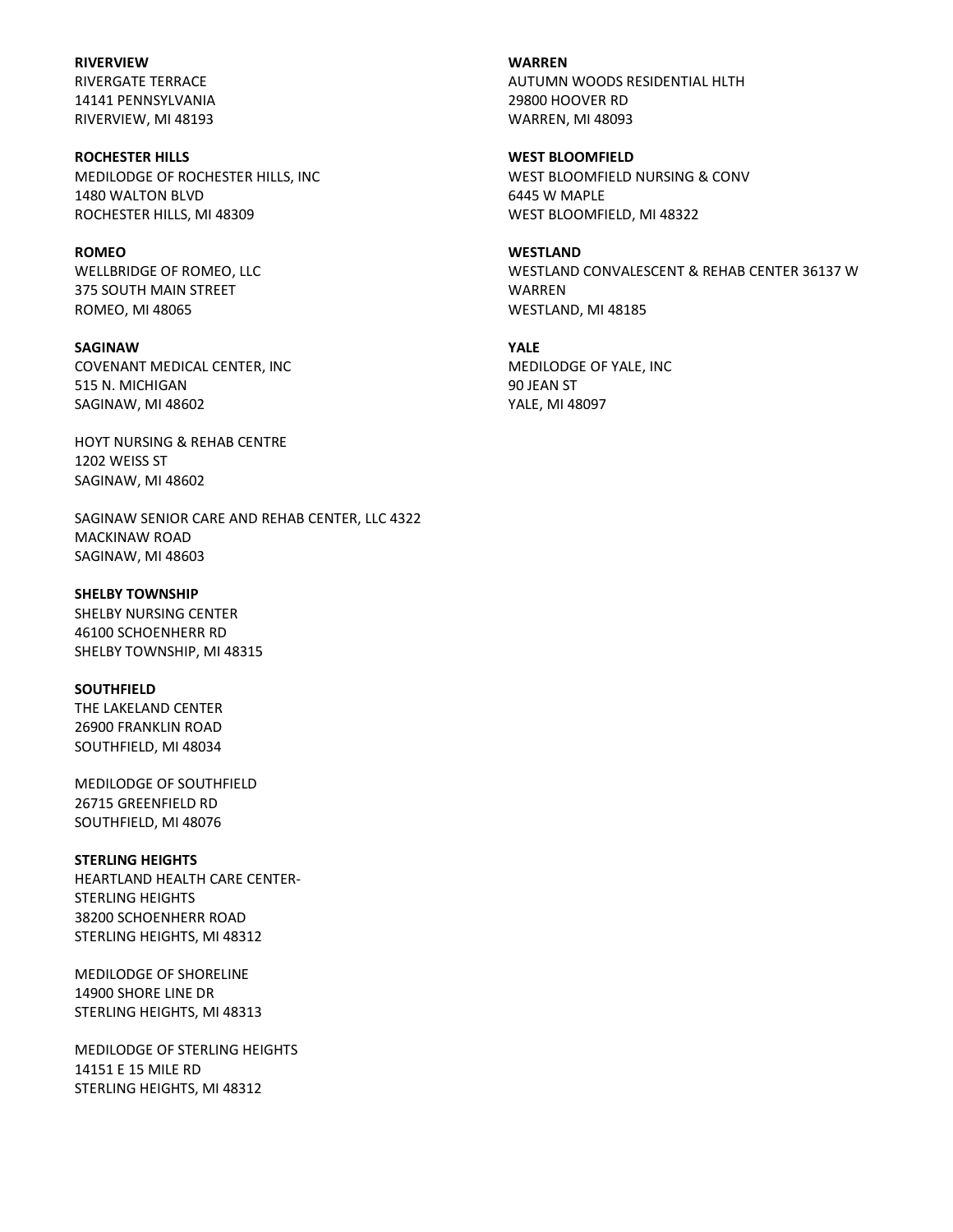**RIVERVIEW**
RIVERGATE TERRACE
14141 PENNSYLVANIA
RIVERVIEW, MI 48193

**ROCHESTER HILLS**
MEDILODGE OF ROCHESTER HILLS, INC
1480 WALTON BLVD
ROCHESTER HILLS, MI 48309

**ROMEO**
WELLBRIDGE OF ROMEO, LLC
375 SOUTH MAIN STREET
ROMEO, MI 48065

**SAGINAW**
COVENANT MEDICAL CENTER, INC
515 N. MICHIGAN
SAGINAW, MI 48602

HOYT NURSING & REHAB CENTRE
1202 WEISS ST
SAGINAW, MI 48602

SAGINAW SENIOR CARE AND REHAB CENTER, LLC 4322
MACKINAW ROAD
SAGINAW, MI 48603

**SHELBY TOWNSHIP**
SHELBY NURSING CENTER
46100 SCHOENHERR RD
SHELBY TOWNSHIP, MI 48315

**SOUTHFIELD**
THE LAKELAND CENTER
26900 FRANKLIN ROAD
SOUTHFIELD, MI 48034

MEDILODGE OF SOUTHFIELD
26715 GREENFIELD RD
SOUTHFIELD, MI 48076

**STERLING HEIGHTS**
HEARTLAND HEALTH CARE CENTER-
STERLING HEIGHTS
38200 SCHOENHERR ROAD
STERLING HEIGHTS, MI 48312

MEDILODGE OF SHORELINE
14900 SHORE LINE DR
STERLING HEIGHTS, MI 48313

MEDILODGE OF STERLING HEIGHTS
14151 E 15 MILE RD
STERLING HEIGHTS, MI 48312

**WARREN**
AUTUMN WOODS RESIDENTIAL HLTH
29800 HOOVER RD
WARREN, MI 48093

**WEST BLOOMFIELD**
WEST BLOOMFIELD NURSING & CONV
6445 W MAPLE
WEST BLOOMFIELD, MI 48322

**WESTLAND**
WESTLAND CONVALESCENT & REHAB CENTER 36137 W
WARREN
WESTLAND, MI 48185

**YALE**
MEDILODGE OF YALE, INC
90 JEAN ST
YALE, MI 48097